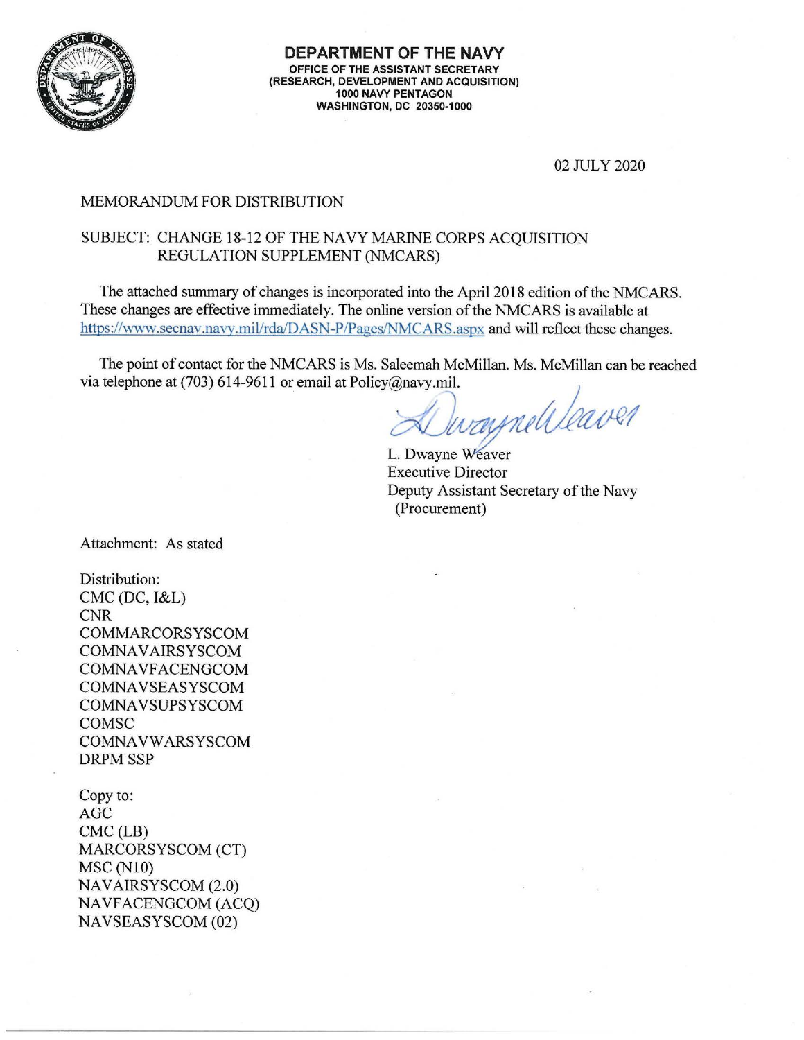# DEPARTMENT OF THE NAVY

**OFFICE OF THE ASSISTANT SECRETARY**
**(RESEARCH, DEVELOPMENT AND ACQUISITION)**
**1000 NAVY PENTAGON**
**WASHINGTON, DC 20350-1000**

02 JULY 2020

MEMORANDUM FOR DISTRIBUTION

SUBJECT: CHANGE 18-12 OF THE NAVY MARINE CORPS ACQUISITION REGULATION SUPPLEMENT (NMCARS)

The attached summary of changes is incorporated into the April 2018 edition of the NMCARS. These changes are effective immediately. The online version of the NMCARS is available at https://www.secnav.navy.mil/rda/DASN-P/Pages/NMCARS.aspx and will reflect these changes.

The point of contact for the NMCARS is Ms. Saleemah McMillan. Ms. McMillan can be reached via telephone at (703) 614-9611 or email at Policy@navy.mil.

L. Dwayne Weaver
Executive Director
Deputy Assistant Secretary of the Navy
(Procurement)

Attachment: As stated

Distribution:
CMC (DC, I&L)
CNR
COMMARCORSYSCOM
COMNAVAIRSYSCOM
COMNAVFACENGCOM
COMNAVSEASYSCOM
COMNAVSUPSYSCOM
COMSC
COMNAVWARSYSCOM
DRPM SSP

Copy to:
AGC
CMC (LB)
MARCORSYSCOM (CT)
MSC (N10)
NAVAIRSYSCOM (2.0)
NAVFACENGCOM (ACQ)
NAVSEASYSCOM (02)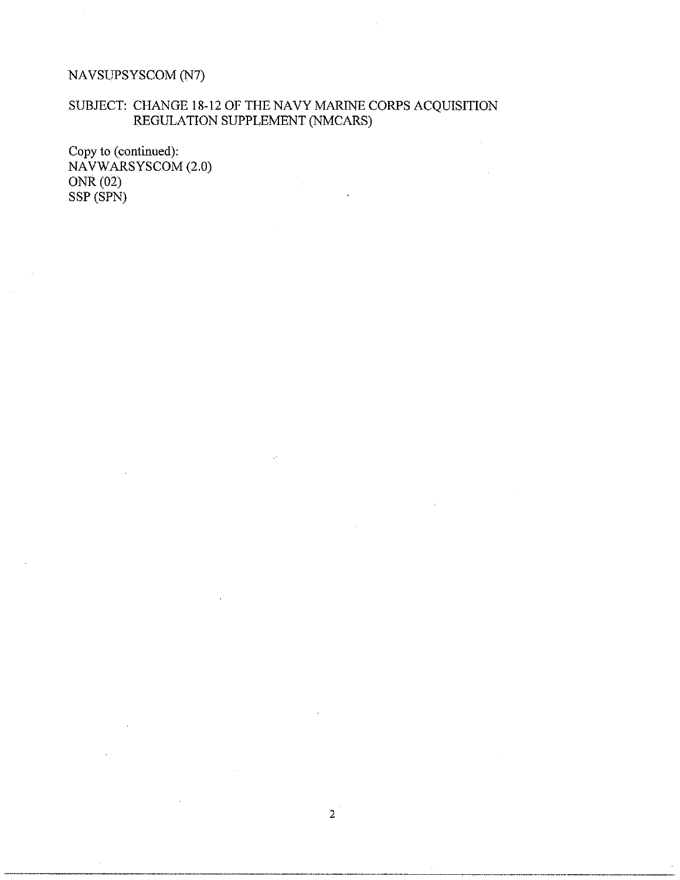NAVSUPSYSCOM (N7)

SUBJECT: CHANGE 18-12 OF THE NAVY MARINE CORPS ACQUISITION REGULATION SUPPLEMENT (NMCARS)

Copy to (continued):
NAVWARSYSCOM (2.0)
ONR (02)
SSP (SPN)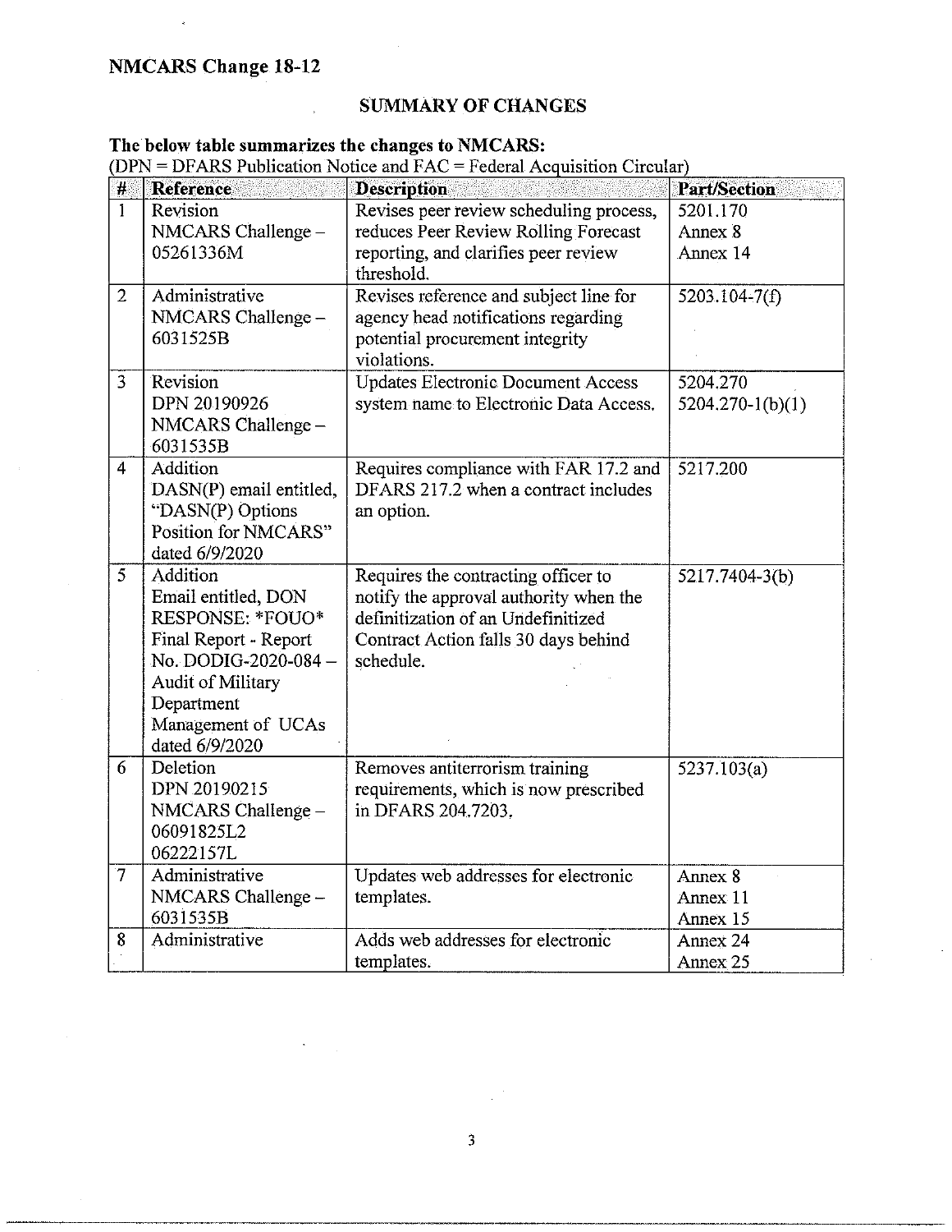# NMCARS Change 18-12

## SUMMARY OF CHANGES

### The below table summarizes the changes to NMCARS:

(DPN = DFARS Publication Notice and FAC = Federal Acquisition Circular)

| # | Reference | Description | Part/Section |
|---|---|---|---|
| 1 | Revision NMCARS Challenge – 05261336M | Revises peer review scheduling process, reduces Peer Review Rolling Forecast reporting, and clarifies peer review threshold. | 5201.170<br>Annex 8<br>Annex 14 |
| 2 | Administrative NMCARS Challenge – 6031525B | Revises reference and subject line for agency head notifications regarding potential procurement integrity violations. | 5203.104-7(f) |
| 3 | Revision DPN 20190926 NMCARS Challenge – 6031535B | Updates Electronic Document Access system name to Electronic Data Access. | 5204.270<br>5204.270-1(b)(1) |
| 4 | Addition DASN(P) email entitled, "DASN(P) Options Position for NMCARS" dated 6/9/2020 | Requires compliance with FAR 17.2 and DFARS 217.2 when a contract includes an option. | 5217.200 |
| 5 | Addition Email entitled, DON RESPONSE: *FOUO* Final Report - Report No. DODIG-2020-084 – Audit of Military Department Management of UCAs dated 6/9/2020 | Requires the contracting officer to notify the approval authority when the definitization of an Undefinitized Contract Action falls 30 days behind schedule. | 5217.7404-3(b) |
| 6 | Deletion DPN 20190215 NMCARS Challenge – 06091825L2 06222157L | Removes antiterrorism training requirements, which is now prescribed in DFARS 204.7203. | 5237.103(a) |
| 7 | Administrative NMCARS Challenge – 6031535B | Updates web addresses for electronic templates. | Annex 8<br>Annex 11<br>Annex 15 |
| 8 | Administrative | Adds web addresses for electronic templates. | Annex 24<br>Annex 25 |